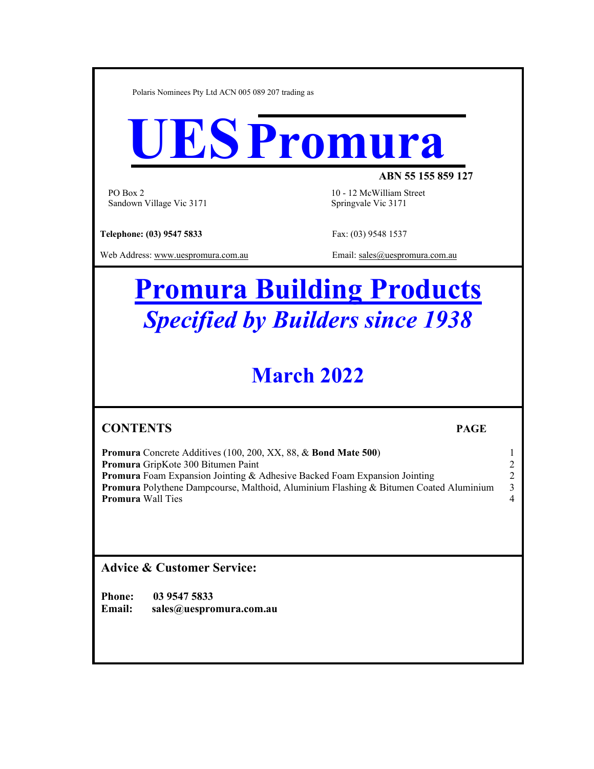Polaris Nominees Pty Ltd ACN 005 089 207 trading as

# UES Promura

**ABN 55 155 859 127**

PO Box 2
Sandown Village Vic 3171

10 - 12 McWilliam Street
Springvale Vic 3171

**Telephone: (03) 9547 5833**

Fax: (03) 9548 1537

Web Address: www.uespromura.com.au

Email: sales@uespromura.com.au

# Promura Building Products

## *Specified by Builders since 1938*

## March 2022

### CONTENTS

| | PAGE |
|---|---|
| **Promura** Concrete Additives (100, 200, XX, 88, & **Bond Mate 500**) | 1 |
| **Promura** GripKote 300 Bitumen Paint | 2 |
| **Promura** Foam Expansion Jointing & Adhesive Backed Foam Expansion Jointing | 2 |
| **Promura** Polythene Dampcourse, Malthoid, Aluminium Flashing & Bitumen Coated Aluminium | 3 |
| **Promura** Wall Ties | 4 |

### Advice & Customer Service:

**Phone:** **03 9547 5833**
**Email:** **sales@uespromura.com.au**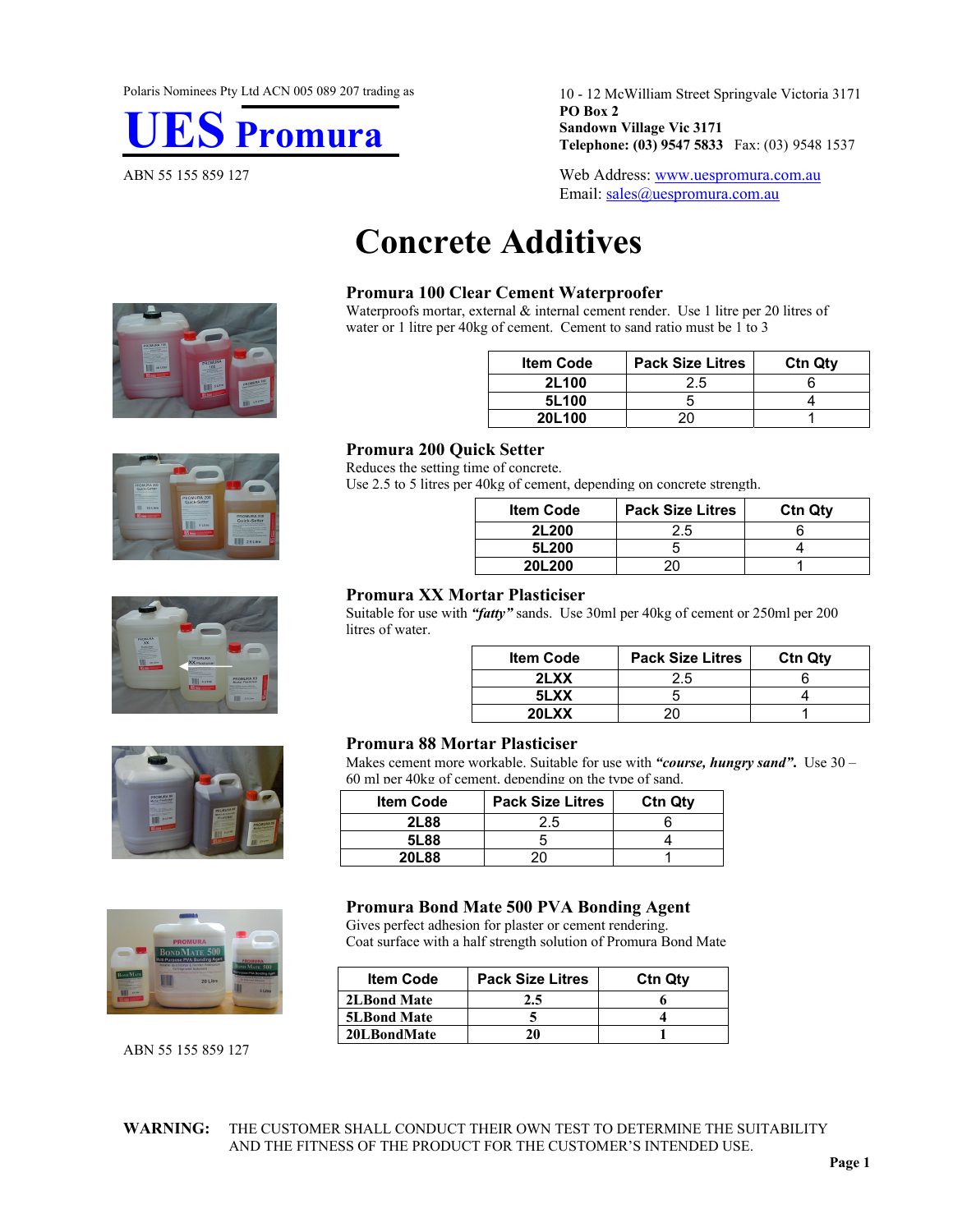Polaris Nominees Pty Ltd ACN 005 089 207 trading as

# UES Promura

ABN 55 155 859 127

10 - 12 McWilliam Street Springvale Victoria 3171
**PO Box 2**
**Sandown Village Vic 3171**
**Telephone: (03) 9547 5833** Fax: (03) 9548 1537

Web Address: www.uespromura.com.au
Email: sales@uespromura.com.au

# Concrete Additives

## Promura 100 Clear Cement Waterproofer

Waterproofs mortar, external & internal cement render. Use 1 litre per 20 litres of water or 1 litre per 40kg of cement. Cement to sand ratio must be 1 to 3

| Item Code | Pack Size Litres | Ctn Qty |
|---|---|---|
| **2L100** | 2.5 | 6 |
| **5L100** | 5 | 4 |
| **20L100** | 20 | 1 |

## Promura 200 Quick Setter

Reduces the setting time of concrete.
Use 2.5 to 5 litres per 40kg of cement, depending on concrete strength.

| Item Code | Pack Size Litres | Ctn Qty |
|---|---|---|
| **2L200** | 2.5 | 6 |
| **5L200** | 5 | 4 |
| **20L200** | 20 | 1 |

## Promura XX Mortar Plasticiser

Suitable for use with ***"fatty"*** sands. Use 30ml per 40kg of cement or 250ml per 200 litres of water.

| Item Code | Pack Size Litres | Ctn Qty |
|---|---|---|
| **2LXX** | 2.5 | 6 |
| **5LXX** | 5 | 4 |
| **20LXX** | 20 | 1 |

## Promura 88 Mortar Plasticiser

Makes cement more workable. Suitable for use with ***"course, hungry sand"***. Use 30 – 60 ml per 40kg of cement, depending on the type of sand.

| Item Code | Pack Size Litres | Ctn Qty |
|---|---|---|
| **2L88** | 2.5 | 6 |
| **5L88** | 5 | 4 |
| **20L88** | 20 | 1 |

## Promura Bond Mate 500 PVA Bonding Agent

Gives perfect adhesion for plaster or cement rendering.
Coat surface with a half strength solution of Promura Bond Mate

| Item Code | Pack Size Litres | Ctn Qty |
|---|---|---|
| **2LBond Mate** | **2.5** | **6** |
| **5LBond Mate** | **5** | **4** |
| **20LBondMate** | **20** | **1** |

ABN 55 155 859 127

**WARNING:** THE CUSTOMER SHALL CONDUCT THEIR OWN TEST TO DETERMINE THE SUITABILITY AND THE FITNESS OF THE PRODUCT FOR THE CUSTOMER'S INTENDED USE.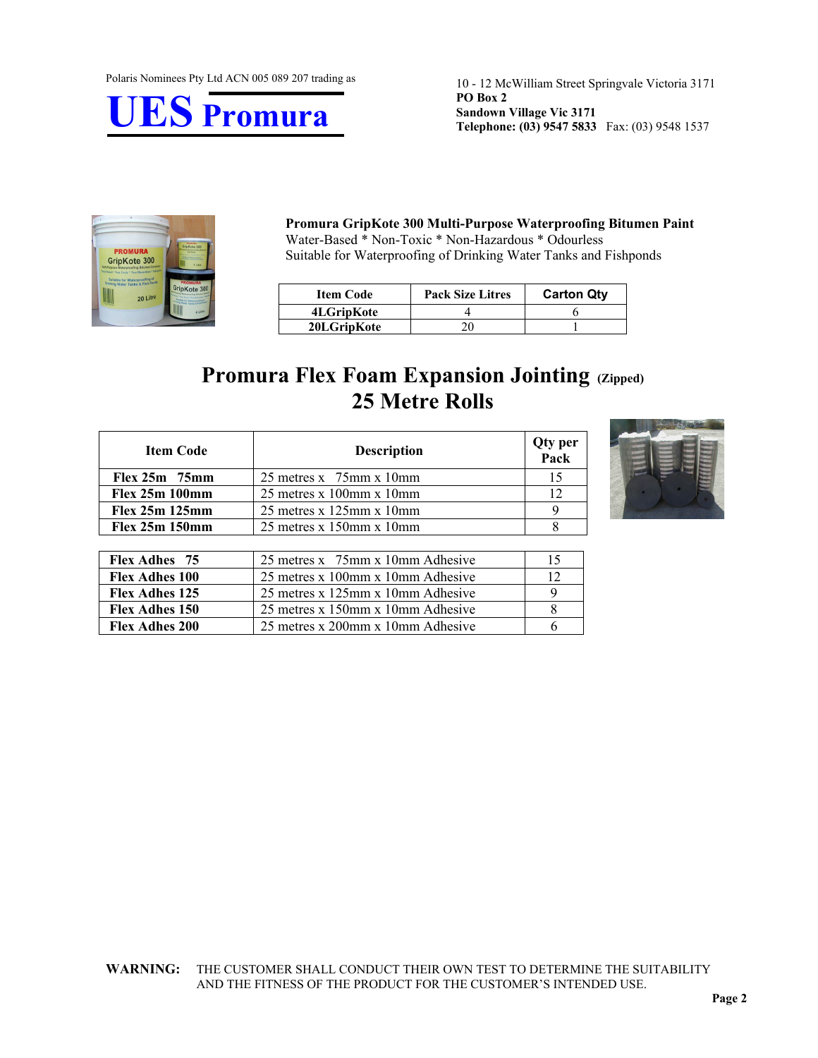Polaris Nominees Pty Ltd ACN 005 089 207 trading as

# UES Promura

10 - 12 McWilliam Street Springvale Victoria 3171
**PO Box 2**
**Sandown Village Vic 3171**
**Telephone: (03) 9547 5833** Fax: (03) 9548 1537

**Promura GripKote 300 Multi-Purpose Waterproofing Bitumen Paint**
Water-Based * Non-Toxic * Non-Hazardous * Odourless
Suitable for Waterproofing of Drinking Water Tanks and Fishponds

| Item Code | Pack Size Litres | Carton Qty |
|---|---|---|
| **4LGripKote** | 4 | 6 |
| **20LGripKote** | 20 | 1 |

## Promura Flex Foam Expansion Jointing (Zipped) 25 Metre Rolls

| Item Code | Description | Qty per Pack |
|---|---|---|
| **Flex 25m 75mm** | 25 metres x 75mm x 10mm | 15 |
| **Flex 25m 100mm** | 25 metres x 100mm x 10mm | 12 |
| **Flex 25m 125mm** | 25 metres x 125mm x 10mm | 9 |
| **Flex 25m 150mm** | 25 metres x 150mm x 10mm | 8 |

| | | |
|---|---|---|
| **Flex Adhes 75** | 25 metres x 75mm x 10mm Adhesive | 15 |
| **Flex Adhes 100** | 25 metres x 100mm x 10mm Adhesive | 12 |
| **Flex Adhes 125** | 25 metres x 125mm x 10mm Adhesive | 9 |
| **Flex Adhes 150** | 25 metres x 150mm x 10mm Adhesive | 8 |
| **Flex Adhes 200** | 25 metres x 200mm x 10mm Adhesive | 6 |

**WARNING:** THE CUSTOMER SHALL CONDUCT THEIR OWN TEST TO DETERMINE THE SUITABILITY AND THE FITNESS OF THE PRODUCT FOR THE CUSTOMER'S INTENDED USE.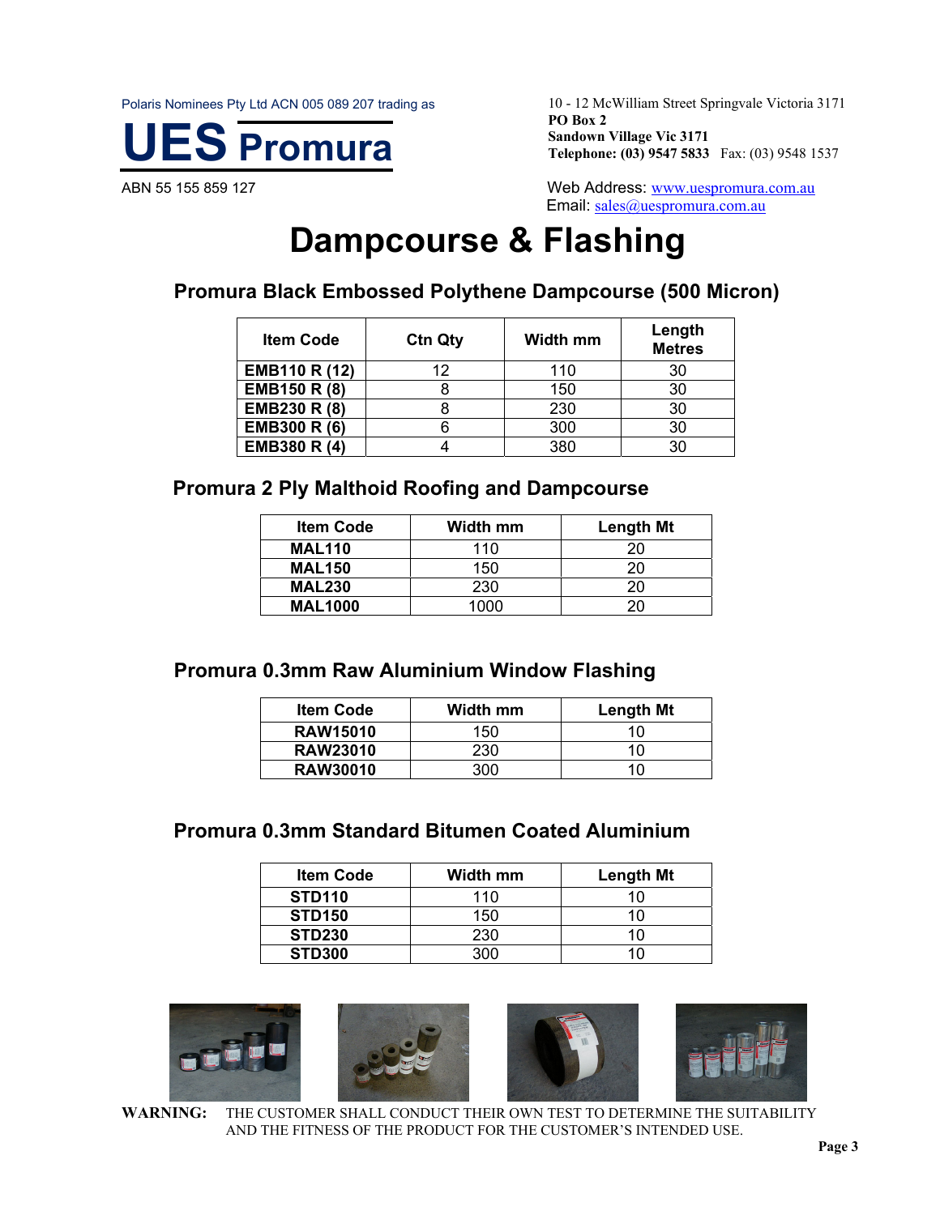Polaris Nominees Pty Ltd ACN 005 089 207 trading as

**UES Promura**

ABN 55 155 859 127

10 - 12 McWilliam Street Springvale Victoria 3171
**PO Box 2**
**Sandown Village Vic 3171**
**Telephone: (03) 9547 5833** Fax: (03) 9548 1537

Web Address: www.uespromura.com.au
Email: sales@uespromura.com.au

# Dampcourse & Flashing

## Promura Black Embossed Polythene Dampcourse (500 Micron)

| Item Code | Ctn Qty | Width mm | Length Metres |
|---|---|---|---|
| **EMB110 R (12)** | 12 | 110 | 30 |
| **EMB150 R (8)** | 8 | 150 | 30 |
| **EMB230 R (8)** | 8 | 230 | 30 |
| **EMB300 R (6)** | 6 | 300 | 30 |
| **EMB380 R (4)** | 4 | 380 | 30 |

## Promura 2 Ply Malthoid Roofing and Dampcourse

| Item Code | Width mm | Length Mt |
|---|---|---|
| **MAL110** | 110 | 20 |
| **MAL150** | 150 | 20 |
| **MAL230** | 230 | 20 |
| **MAL1000** | 1000 | 20 |

## Promura 0.3mm Raw Aluminium Window Flashing

| Item Code | Width mm | Length Mt |
|---|---|---|
| **RAW15010** | 150 | 10 |
| **RAW23010** | 230 | 10 |
| **RAW30010** | 300 | 10 |

## Promura 0.3mm Standard Bitumen Coated Aluminium

| Item Code | Width mm | Length Mt |
|---|---|---|
| **STD110** | 110 | 10 |
| **STD150** | 150 | 10 |
| **STD230** | 230 | 10 |
| **STD300** | 300 | 10 |

**WARNING:** THE CUSTOMER SHALL CONDUCT THEIR OWN TEST TO DETERMINE THE SUITABILITY AND THE FITNESS OF THE PRODUCT FOR THE CUSTOMER'S INTENDED USE.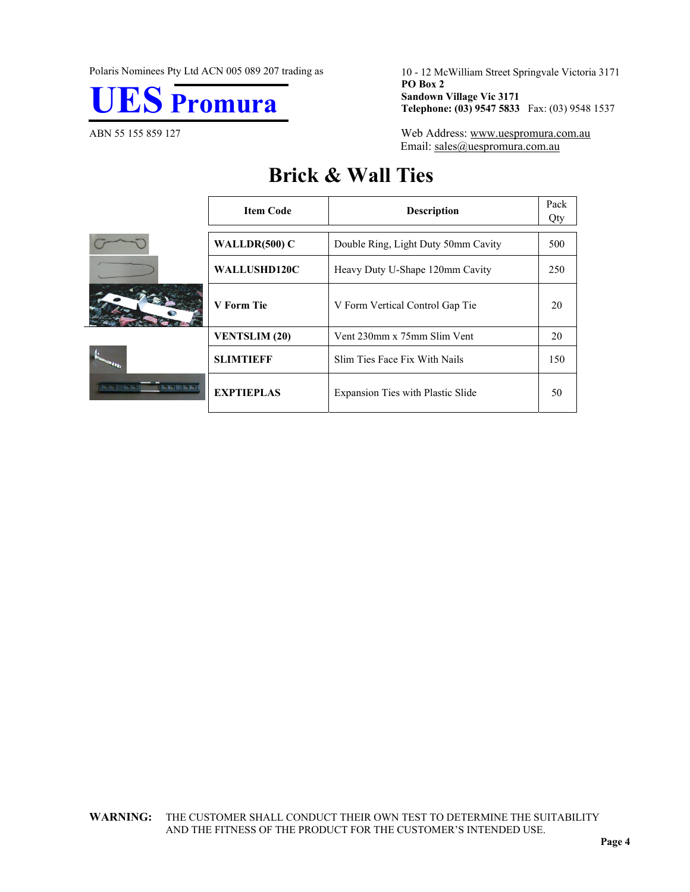Polaris Nominees Pty Ltd ACN 005 089 207 trading as

# UES Promura

ABN 55 155 859 127

10 - 12 McWilliam Street Springvale Victoria 3171
**PO Box 2**
**Sandown Village Vic 3171**
**Telephone: (03) 9547 5833** Fax: (03) 9548 1537

Web Address: www.uespromura.com.au
Email: sales@uespromura.com.au

## Brick & Wall Ties

| Item Code | Description | Pack Qty |
|---|---|---|
| **WALLDR(500) C** | Double Ring, Light Duty 50mm Cavity | 500 |
| **WALLUSHD120C** | Heavy Duty U-Shape 120mm Cavity | 250 |
| **V Form Tie** | V Form Vertical Control Gap Tie | 20 |
| **VENTSLIM (20)** | Vent 230mm x 75mm Slim Vent | 20 |
| **SLIMTIEFF** | Slim Ties Face Fix With Nails | 150 |
| **EXPTIEPLAS** | Expansion Ties with Plastic Slide | 50 |

**WARNING:** THE CUSTOMER SHALL CONDUCT THEIR OWN TEST TO DETERMINE THE SUITABILITY AND THE FITNESS OF THE PRODUCT FOR THE CUSTOMER'S INTENDED USE.